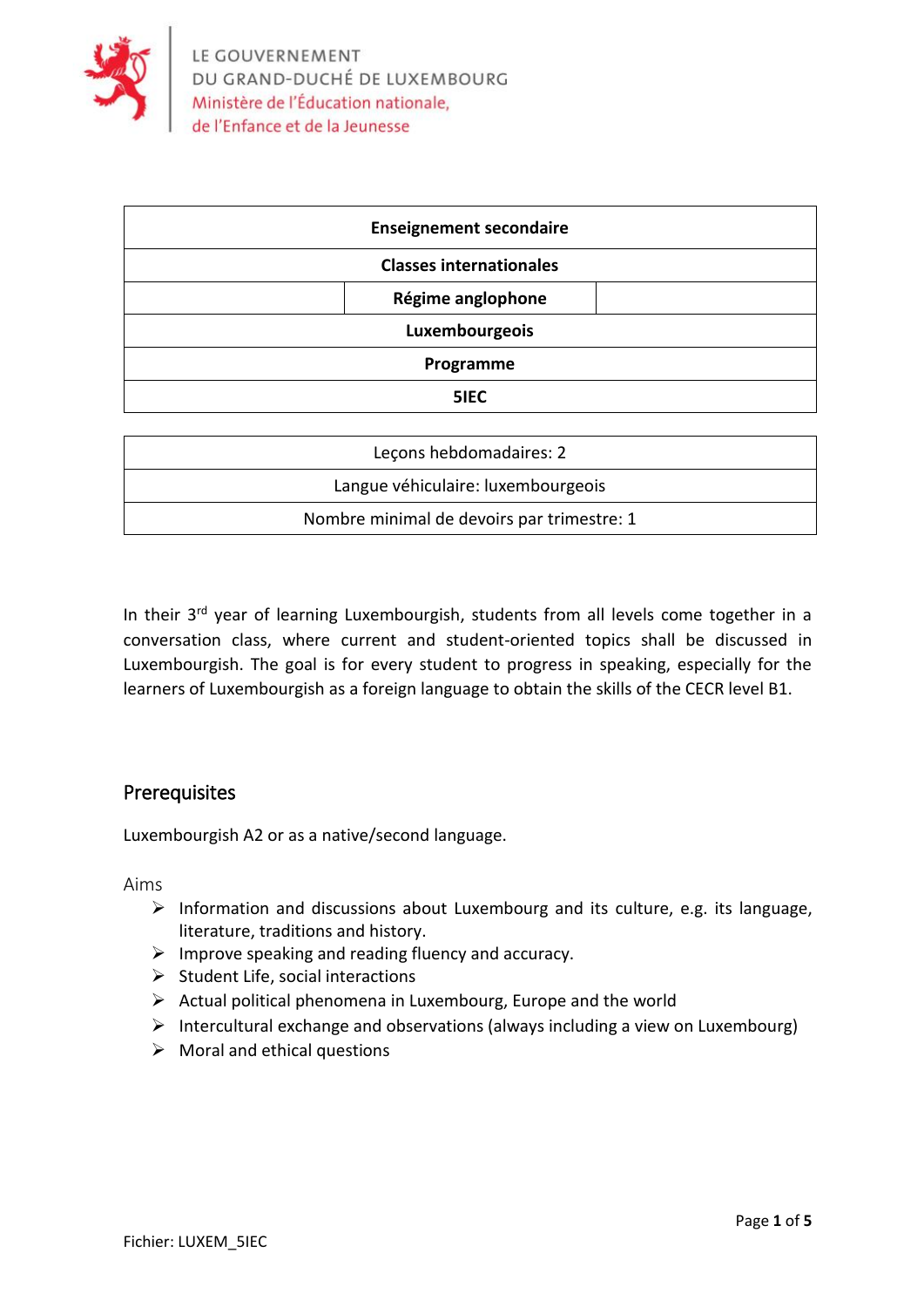LE GOUVERNEMENT
DU GRAND-DUCHÉ DE LUXEMBOURG
Ministère de l'Éducation nationale,
de l'Enfance et de la Jeunesse

| Enseignement secondaire | | |
|---|---|---|
| Classes internationales | | |
| | Régime anglophone | |
| Luxembourgeois | | |
| Programme | | |
| 5IEC | | |

| Leçons hebdomadaires: 2 |
|---|
| Langue véhiculaire: luxembourgeois |
| Nombre minimal de devoirs par trimestre: 1 |

In their 3rd year of learning Luxembourgish, students from all levels come together in a conversation class, where current and student-oriented topics shall be discussed in Luxembourgish. The goal is for every student to progress in speaking, especially for the learners of Luxembourgish as a foreign language to obtain the skills of the CECR level B1.

## Prerequisites

Luxembourgish A2 or as a native/second language.

### Aims

- Information and discussions about Luxembourg and its culture, e.g. its language, literature, traditions and history.
- Improve speaking and reading fluency and accuracy.
- Student Life, social interactions
- Actual political phenomena in Luxembourg, Europe and the world
- Intercultural exchange and observations (always including a view on Luxembourg)
- Moral and ethical questions

Fichier: LUXEM_5IEC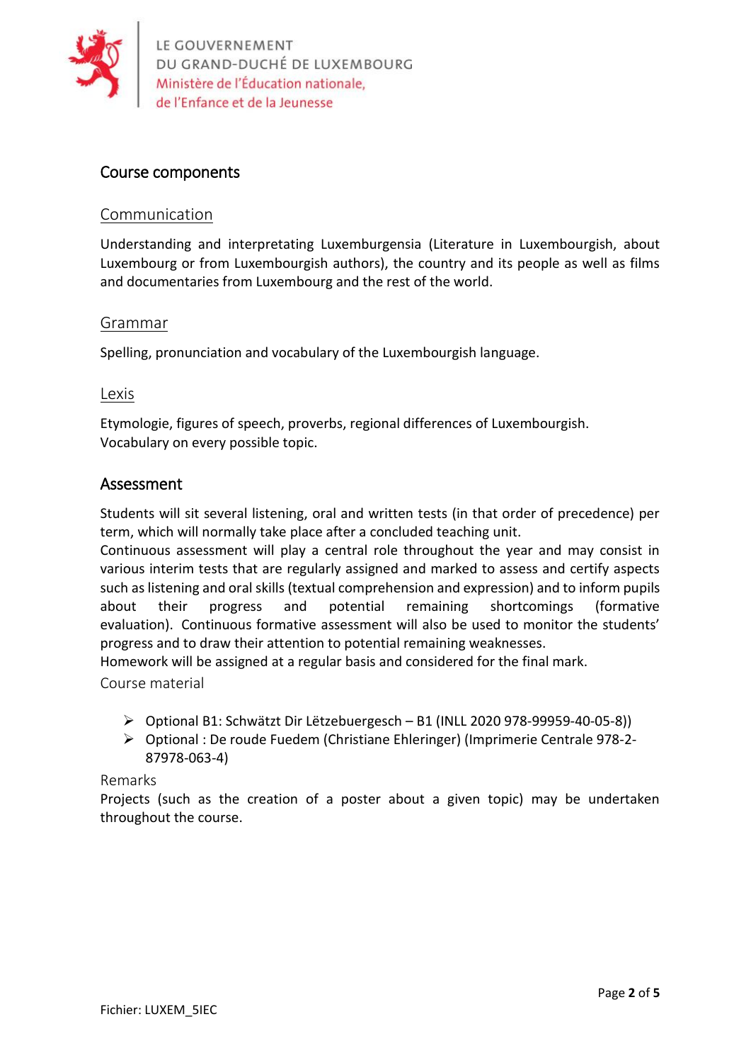## Course components

### Communication

Understanding and interpretating Luxemburgensia (Literature in Luxembourgish, about Luxembourg or from Luxembourgish authors), the country and its people as well as films and documentaries from Luxembourg and the rest of the world.

### Grammar

Spelling, pronunciation and vocabulary of the Luxembourgish language.

### Lexis

Etymologie, figures of speech, proverbs, regional differences of Luxembourgish.
Vocabulary on every possible topic.

## Assessment

Students will sit several listening, oral and written tests (in that order of precedence) per term, which will normally take place after a concluded teaching unit.
Continuous assessment will play a central role throughout the year and may consist in various interim tests that are regularly assigned and marked to assess and certify aspects such as listening and oral skills (textual comprehension and expression) and to inform pupils about their progress and potential remaining shortcomings (formative evaluation). Continuous formative assessment will also be used to monitor the students' progress and to draw their attention to potential remaining weaknesses.
Homework will be assigned at a regular basis and considered for the final mark.

### Course material

- Optional B1: Schwätzt Dir Lëtzebuergesch – B1 (INLL 2020 978-99959-40-05-8))
- Optional : De roude Fuedem (Christiane Ehleringer) (Imprimerie Centrale 978-2-87978-063-4)

### Remarks

Projects (such as the creation of a poster about a given topic) may be undertaken throughout the course.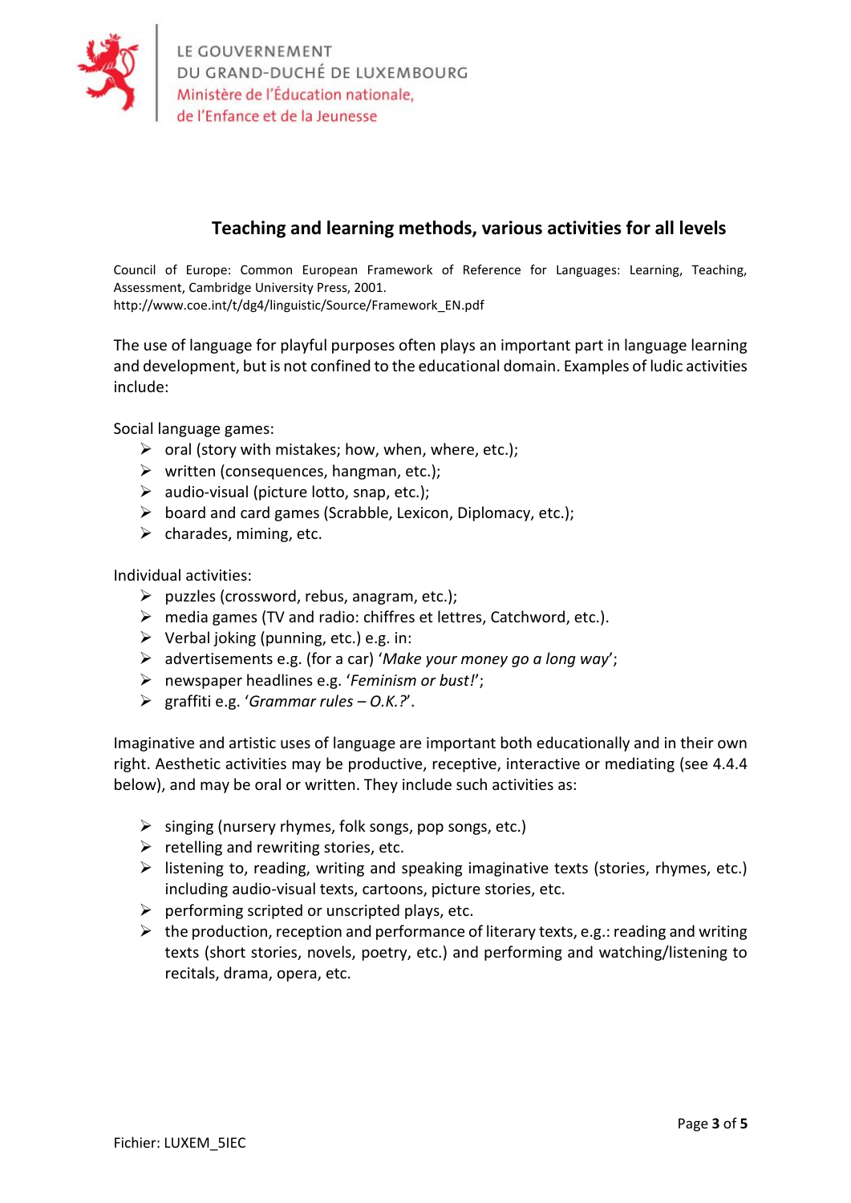## Teaching and learning methods, various activities for all levels

Council of Europe: Common European Framework of Reference for Languages: Learning, Teaching, Assessment, Cambridge University Press, 2001.
http://www.coe.int/t/dg4/linguistic/Source/Framework_EN.pdf

The use of language for playful purposes often plays an important part in language learning and development, but is not confined to the educational domain. Examples of ludic activities include:

Social language games:

- oral (story with mistakes; how, when, where, etc.);
- written (consequences, hangman, etc.);
- audio-visual (picture lotto, snap, etc.);
- board and card games (Scrabble, Lexicon, Diplomacy, etc.);
- charades, miming, etc.

Individual activities:

- puzzles (crossword, rebus, anagram, etc.);
- media games (TV and radio: chiffres et lettres, Catchword, etc.).
- Verbal joking (punning, etc.) e.g. in:
- advertisements e.g. (for a car) '*Make your money go a long way*';
- newspaper headlines e.g. '*Feminism or bust!*';
- graffiti e.g. '*Grammar rules – O.K.?*'.

Imaginative and artistic uses of language are important both educationally and in their own right. Aesthetic activities may be productive, receptive, interactive or mediating (see 4.4.4 below), and may be oral or written. They include such activities as:

- singing (nursery rhymes, folk songs, pop songs, etc.)
- retelling and rewriting stories, etc.
- listening to, reading, writing and speaking imaginative texts (stories, rhymes, etc.) including audio-visual texts, cartoons, picture stories, etc.
- performing scripted or unscripted plays, etc.
- the production, reception and performance of literary texts, e.g.: reading and writing texts (short stories, novels, poetry, etc.) and performing and watching/listening to recitals, drama, opera, etc.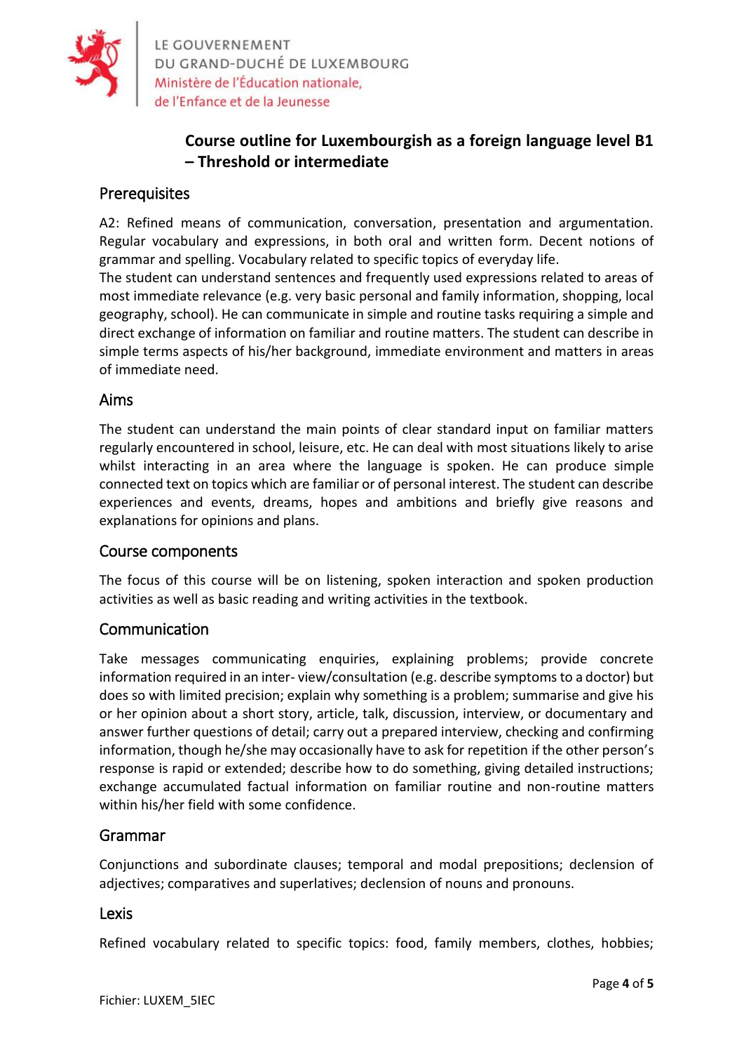# Course outline for Luxembourgish as a foreign language level B1 – Threshold or intermediate

## Prerequisites

A2: Refined means of communication, conversation, presentation and argumentation. Regular vocabulary and expressions, in both oral and written form. Decent notions of grammar and spelling. Vocabulary related to specific topics of everyday life.
The student can understand sentences and frequently used expressions related to areas of most immediate relevance (e.g. very basic personal and family information, shopping, local geography, school). He can communicate in simple and routine tasks requiring a simple and direct exchange of information on familiar and routine matters. The student can describe in simple terms aspects of his/her background, immediate environment and matters in areas of immediate need.

## Aims

The student can understand the main points of clear standard input on familiar matters regularly encountered in school, leisure, etc. He can deal with most situations likely to arise whilst interacting in an area where the language is spoken. He can produce simple connected text on topics which are familiar or of personal interest. The student can describe experiences and events, dreams, hopes and ambitions and briefly give reasons and explanations for opinions and plans.

## Course components

The focus of this course will be on listening, spoken interaction and spoken production activities as well as basic reading and writing activities in the textbook.

## Communication

Take messages communicating enquiries, explaining problems; provide concrete information required in an inter- view/consultation (e.g. describe symptoms to a doctor) but does so with limited precision; explain why something is a problem; summarise and give his or her opinion about a short story, article, talk, discussion, interview, or documentary and answer further questions of detail; carry out a prepared interview, checking and confirming information, though he/she may occasionally have to ask for repetition if the other person's response is rapid or extended; describe how to do something, giving detailed instructions; exchange accumulated factual information on familiar routine and non-routine matters within his/her field with some confidence.

## Grammar

Conjunctions and subordinate clauses; temporal and modal prepositions; declension of adjectives; comparatives and superlatives; declension of nouns and pronouns.

## Lexis

Refined vocabulary related to specific topics: food, family members, clothes, hobbies;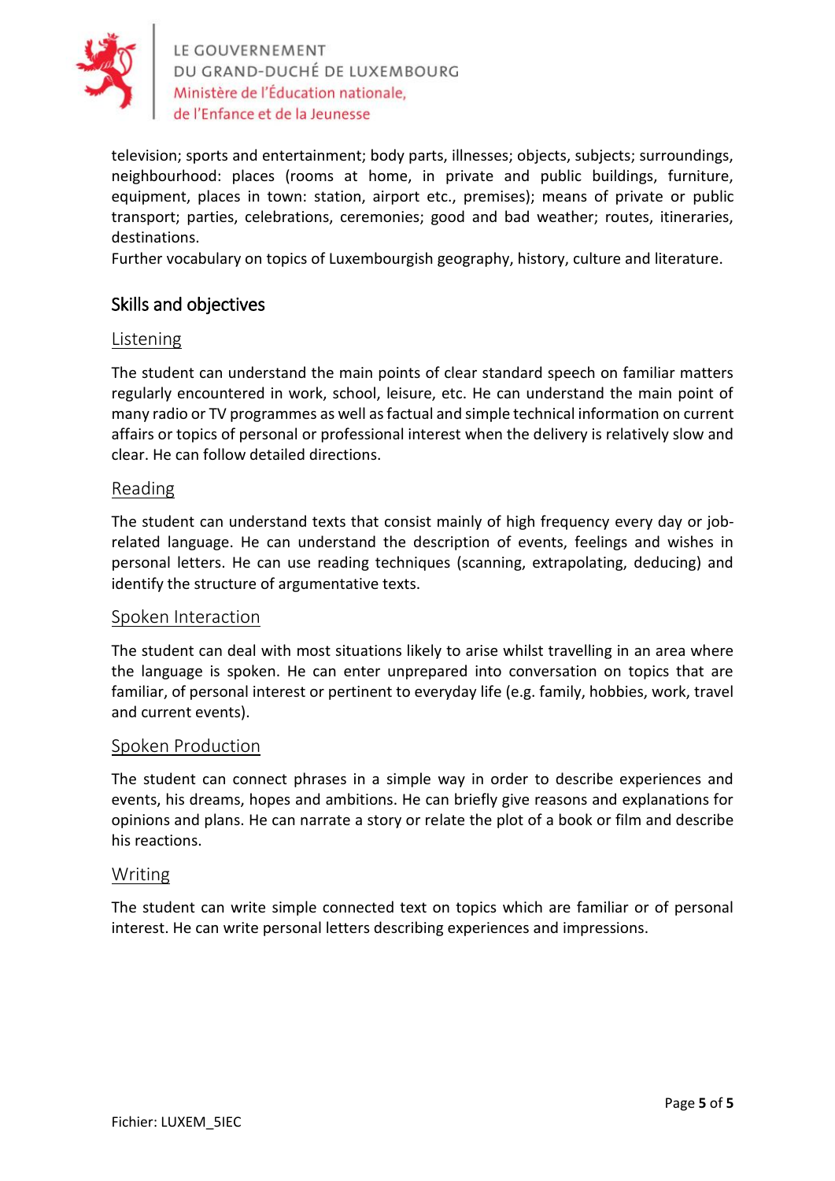television; sports and entertainment; body parts, illnesses; objects, subjects; surroundings, neighbourhood: places (rooms at home, in private and public buildings, furniture, equipment, places in town: station, airport etc., premises); means of private or public transport; parties, celebrations, ceremonies; good and bad weather; routes, itineraries, destinations.

Further vocabulary on topics of Luxembourgish geography, history, culture and literature.

## Skills and objectives

### Listening

The student can understand the main points of clear standard speech on familiar matters regularly encountered in work, school, leisure, etc. He can understand the main point of many radio or TV programmes as well as factual and simple technical information on current affairs or topics of personal or professional interest when the delivery is relatively slow and clear. He can follow detailed directions.

### Reading

The student can understand texts that consist mainly of high frequency every day or job-related language. He can understand the description of events, feelings and wishes in personal letters. He can use reading techniques (scanning, extrapolating, deducing) and identify the structure of argumentative texts.

### Spoken Interaction

The student can deal with most situations likely to arise whilst travelling in an area where the language is spoken. He can enter unprepared into conversation on topics that are familiar, of personal interest or pertinent to everyday life (e.g. family, hobbies, work, travel and current events).

### Spoken Production

The student can connect phrases in a simple way in order to describe experiences and events, his dreams, hopes and ambitions. He can briefly give reasons and explanations for opinions and plans. He can narrate a story or relate the plot of a book or film and describe his reactions.

### Writing

The student can write simple connected text on topics which are familiar or of personal interest. He can write personal letters describing experiences and impressions.